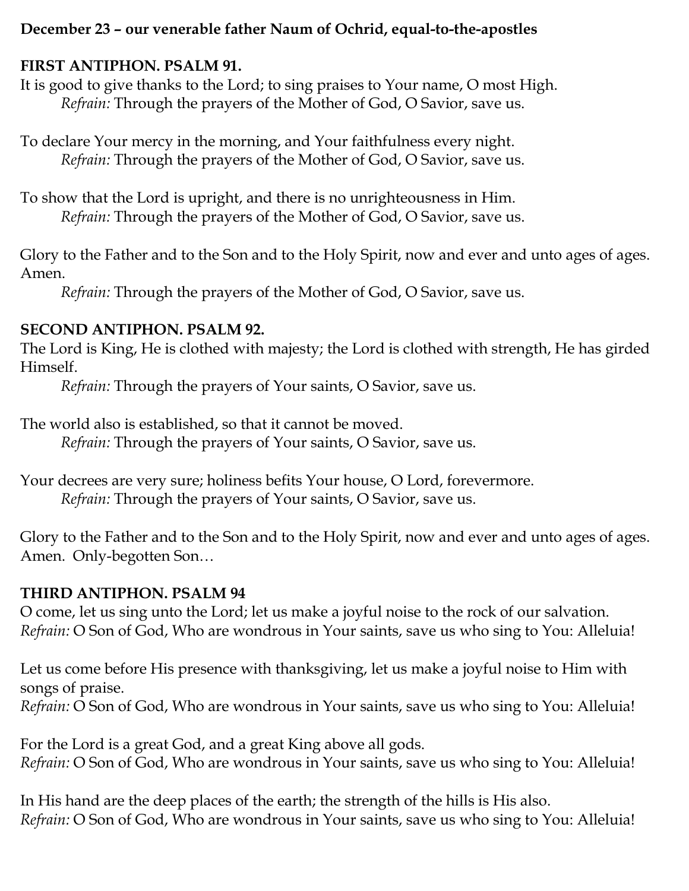**December 23 – our venerable father Naum of Ochrid, equal-to-the-apostles**

**FIRST ANTIPHON. PSALM 91.**

It is good to give thanks to the Lord; to sing praises to Your name, O most High.
*Refrain:* Through the prayers of the Mother of God, O Savior, save us.

To declare Your mercy in the morning, and Your faithfulness every night.
*Refrain:* Through the prayers of the Mother of God, O Savior, save us.

To show that the Lord is upright, and there is no unrighteousness in Him.
*Refrain:* Through the prayers of the Mother of God, O Savior, save us.

Glory to the Father and to the Son and to the Holy Spirit, now and ever and unto ages of ages. Amen.
*Refrain:* Through the prayers of the Mother of God, O Savior, save us.

**SECOND ANTIPHON. PSALM 92.**

The Lord is King, He is clothed with majesty; the Lord is clothed with strength, He has girded Himself.
*Refrain:* Through the prayers of Your saints, O Savior, save us.

The world also is established, so that it cannot be moved.
*Refrain:* Through the prayers of Your saints, O Savior, save us.

Your decrees are very sure; holiness befits Your house, O Lord, forevermore.
*Refrain:* Through the prayers of Your saints, O Savior, save us.

Glory to the Father and to the Son and to the Holy Spirit, now and ever and unto ages of ages. Amen. Only-begotten Son…

**THIRD ANTIPHON. PSALM 94**

O come, let us sing unto the Lord; let us make a joyful noise to the rock of our salvation.
*Refrain:* O Son of God, Who are wondrous in Your saints, save us who sing to You: Alleluia!

Let us come before His presence with thanksgiving, let us make a joyful noise to Him with songs of praise.
*Refrain:* O Son of God, Who are wondrous in Your saints, save us who sing to You: Alleluia!

For the Lord is a great God, and a great King above all gods.
*Refrain:* O Son of God, Who are wondrous in Your saints, save us who sing to You: Alleluia!

In His hand are the deep places of the earth; the strength of the hills is His also.
*Refrain:* O Son of God, Who are wondrous in Your saints, save us who sing to You: Alleluia!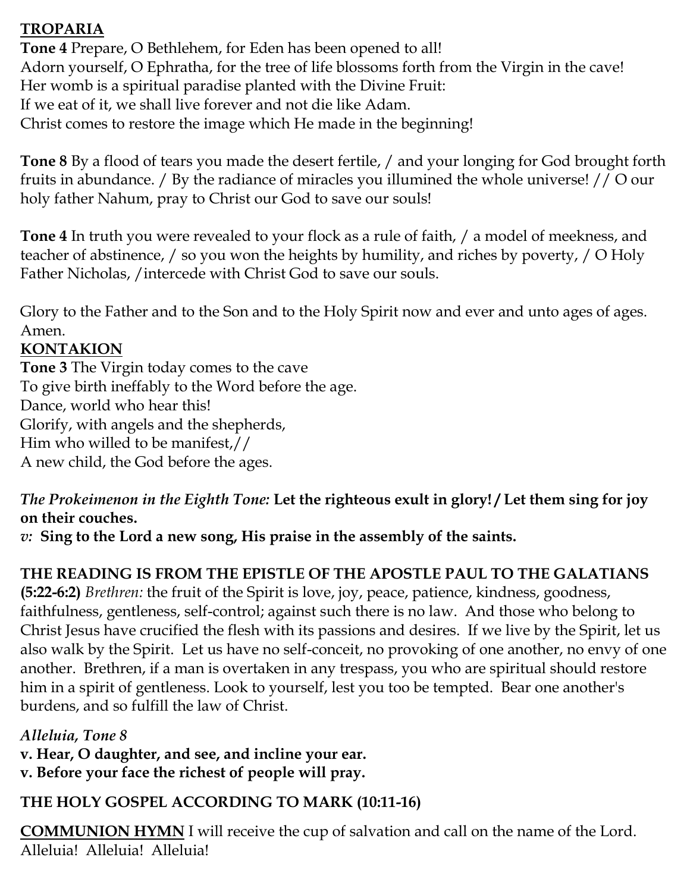## TROPARIA

**Tone 4** Prepare, O Bethlehem, for Eden has been opened to all!
Adorn yourself, O Ephratha, for the tree of life blossoms forth from the Virgin in the cave!
Her womb is a spiritual paradise planted with the Divine Fruit:
If we eat of it, we shall live forever and not die like Adam.
Christ comes to restore the image which He made in the beginning!

**Tone 8** By a flood of tears you made the desert fertile, / and your longing for God brought forth fruits in abundance. / By the radiance of miracles you illumined the whole universe! // O our holy father Nahum, pray to Christ our God to save our souls!

**Tone 4** In truth you were revealed to your flock as a rule of faith, / a model of meekness, and teacher of abstinence, / so you won the heights by humility, and riches by poverty, / O Holy Father Nicholas, /intercede with Christ God to save our souls.

Glory to the Father and to the Son and to the Holy Spirit now and ever and unto ages of ages. Amen.

## KONTAKION

**Tone 3** The Virgin today comes to the cave
To give birth ineffably to the Word before the age.
Dance, world who hear this!
Glorify, with angels and the shepherds,
Him who willed to be manifest,//
A new child, the God before the ages.

*The Prokeimenon in the Eighth Tone:* **Let the righteous exult in glory! / Let them sing for joy on their couches.**
*v:* **Sing to the Lord a new song, His praise in the assembly of the saints.**

**THE READING IS FROM THE EPISTLE OF THE APOSTLE PAUL TO THE GALATIANS (5:22-6:2)** *Brethren:* the fruit of the Spirit is love, joy, peace, patience, kindness, goodness, faithfulness, gentleness, self-control; against such there is no law. And those who belong to Christ Jesus have crucified the flesh with its passions and desires. If we live by the Spirit, let us also walk by the Spirit. Let us have no self-conceit, no provoking of one another, no envy of one another. Brethren, if a man is overtaken in any trespass, you who are spiritual should restore him in a spirit of gentleness. Look to yourself, lest you too be tempted. Bear one another's burdens, and so fulfill the law of Christ.

*Alleluia, Tone 8*
**v. Hear, O daughter, and see, and incline your ear.**
**v. Before your face the richest of people will pray.**

**THE HOLY GOSPEL ACCORDING TO MARK (10:11-16)**

**COMMUNION HYMN** I will receive the cup of salvation and call on the name of the Lord. Alleluia! Alleluia! Alleluia!